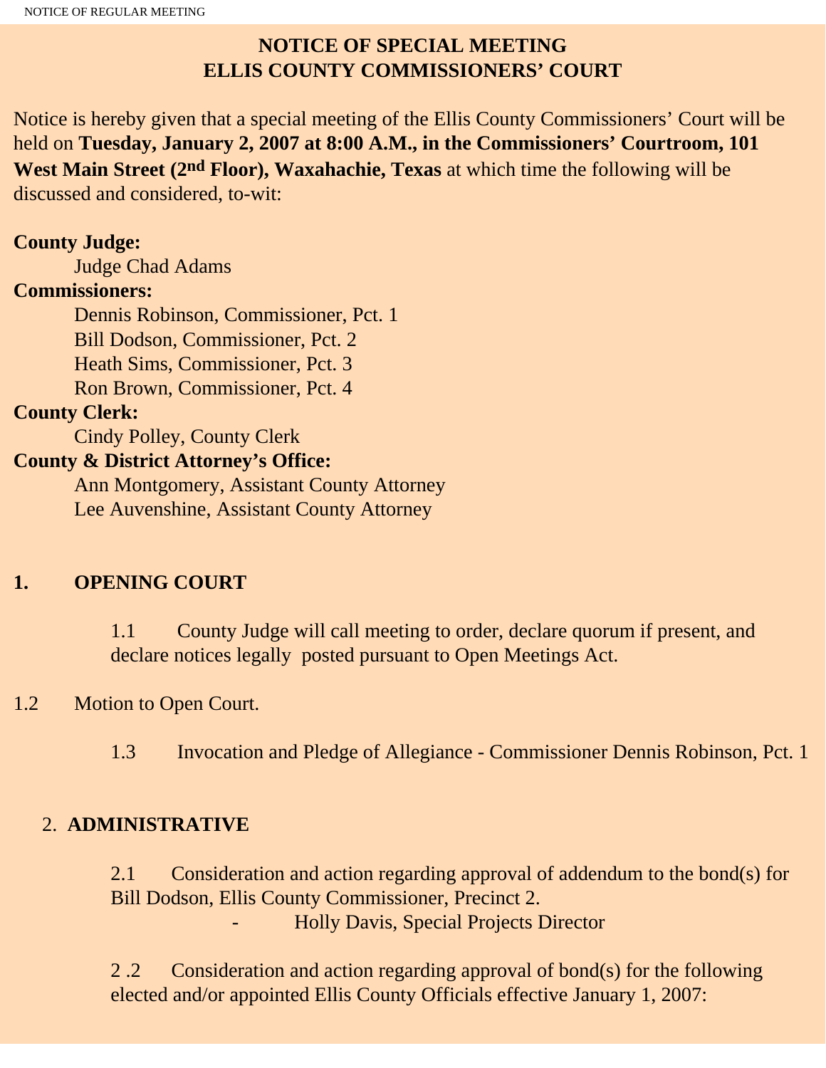# NOTICE OF SPECIAL MEETING
# ELLIS COUNTY COMMISSIONERS' COURT

Notice is hereby given that a special meeting of the Ellis County Commissioners' Court will be held on **Tuesday, January 2, 2007 at 8:00 A.M., in the Commissioners' Courtroom, 101 West Main Street (2nd Floor), Waxahachie, Texas** at which time the following will be discussed and considered, to-wit:

**County Judge:**
Judge Chad Adams

**Commissioners:**
Dennis Robinson, Commissioner, Pct. 1
Bill Dodson, Commissioner, Pct. 2
Heath Sims, Commissioner, Pct. 3
Ron Brown, Commissioner, Pct. 4

**County Clerk:**
Cindy Polley, County Clerk

**County & District Attorney's Office:**
Ann Montgomery, Assistant County Attorney
Lee Auvenshine, Assistant County Attorney

## 1. OPENING COURT

1.1 County Judge will call meeting to order, declare quorum if present, and declare notices legally posted pursuant to Open Meetings Act.

1.2 Motion to Open Court.

1.3 Invocation and Pledge of Allegiance - Commissioner Dennis Robinson, Pct. 1

## 2. ADMINISTRATIVE

2.1 Consideration and action regarding approval of addendum to the bond(s) for Bill Dodson, Ellis County Commissioner, Precinct 2.
- Holly Davis, Special Projects Director

2 .2 Consideration and action regarding approval of bond(s) for the following elected and/or appointed Ellis County Officials effective January 1, 2007: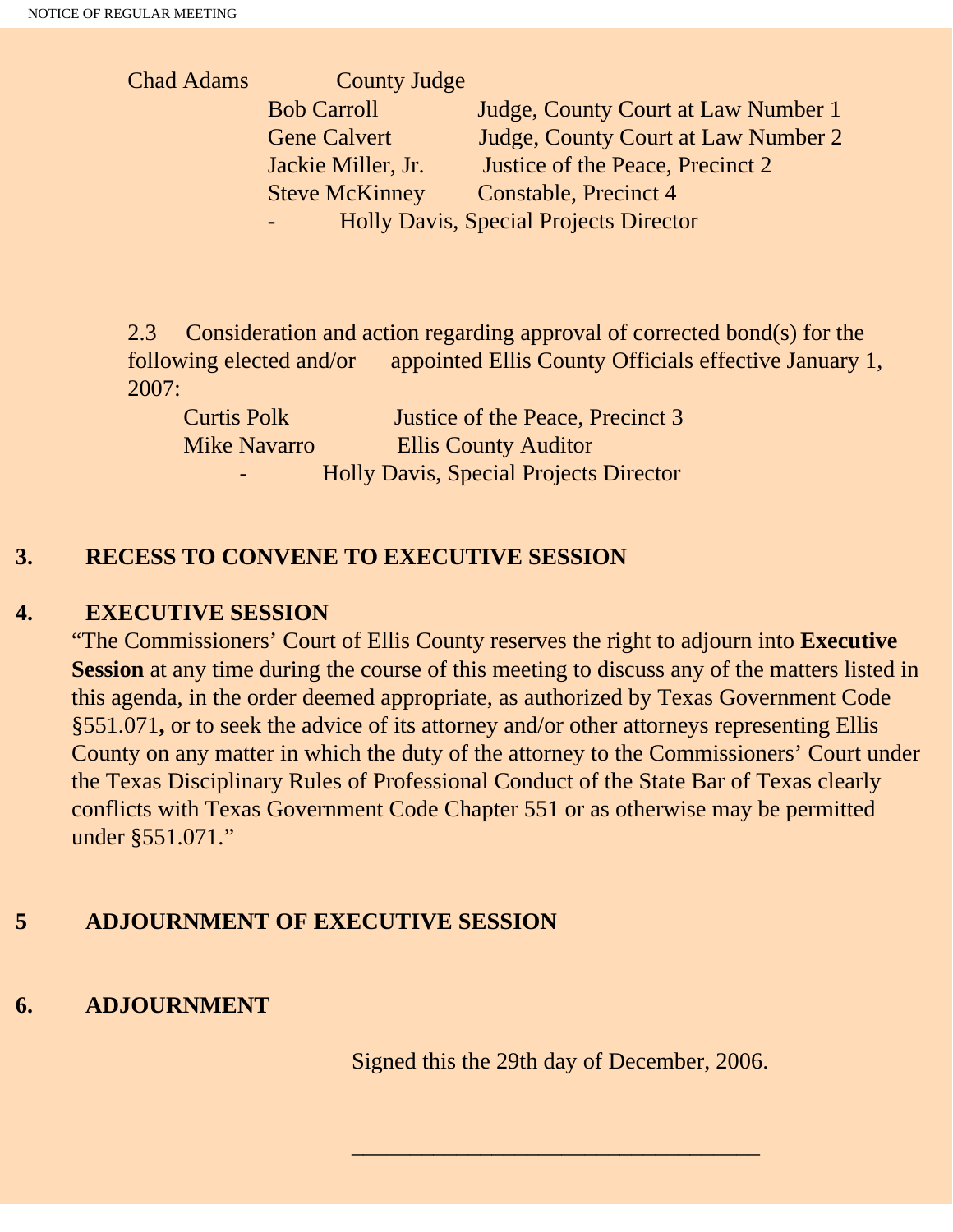Chad Adams County Judge

Bob Carroll Judge, County Court at Law Number 1
Gene Calvert Judge, County Court at Law Number 2
Jackie Miller, Jr. Justice of the Peace, Precinct 2
Steve McKinney Constable, Precinct 4
- Holly Davis, Special Projects Director

2.3 Consideration and action regarding approval of corrected bond(s) for the following elected and/or appointed Ellis County Officials effective January 1, 2007:

Curtis Polk Justice of the Peace, Precinct 3
Mike Navarro Ellis County Auditor
- Holly Davis, Special Projects Director

**3. RECESS TO CONVENE TO EXECUTIVE SESSION**

**4. EXECUTIVE SESSION**

"The Commissioners' Court of Ellis County reserves the right to adjourn into **Executive Session** at any time during the course of this meeting to discuss any of the matters listed in this agenda, in the order deemed appropriate, as authorized by Texas Government Code §551.071**,** or to seek the advice of its attorney and/or other attorneys representing Ellis County on any matter in which the duty of the attorney to the Commissioners' Court under the Texas Disciplinary Rules of Professional Conduct of the State Bar of Texas clearly conflicts with Texas Government Code Chapter 551 or as otherwise may be permitted under §551.071."

**5 ADJOURNMENT OF EXECUTIVE SESSION**

**6. ADJOURNMENT**

Signed this the 29th day of December, 2006.

___________________________________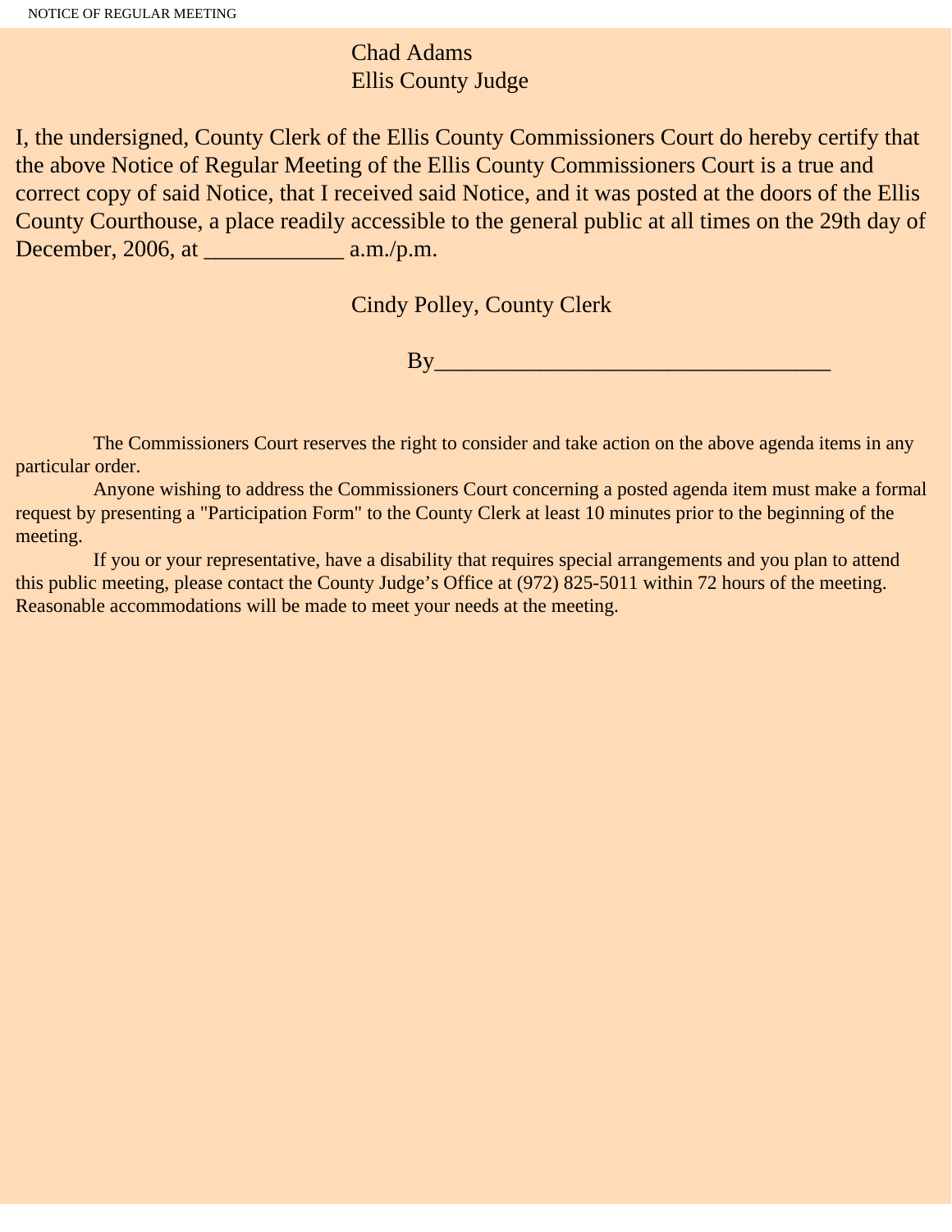Chad Adams
Ellis County Judge

I, the undersigned, County Clerk of the Ellis County Commissioners Court do hereby certify that the above Notice of Regular Meeting of the Ellis County Commissioners Court is a true and correct copy of said Notice, that I received said Notice, and it was posted at the doors of the Ellis County Courthouse, a place readily accessible to the general public at all times on the 29th day of December, 2006, at ____________ a.m./p.m.

Cindy Polley, County Clerk

By__________________________________

The Commissioners Court reserves the right to consider and take action on the above agenda items in any particular order.

Anyone wishing to address the Commissioners Court concerning a posted agenda item must make a formal request by presenting a "Participation Form" to the County Clerk at least 10 minutes prior to the beginning of the meeting.

If you or your representative, have a disability that requires special arrangements and you plan to attend this public meeting, please contact the County Judge's Office at (972) 825-5011 within 72 hours of the meeting. Reasonable accommodations will be made to meet your needs at the meeting.